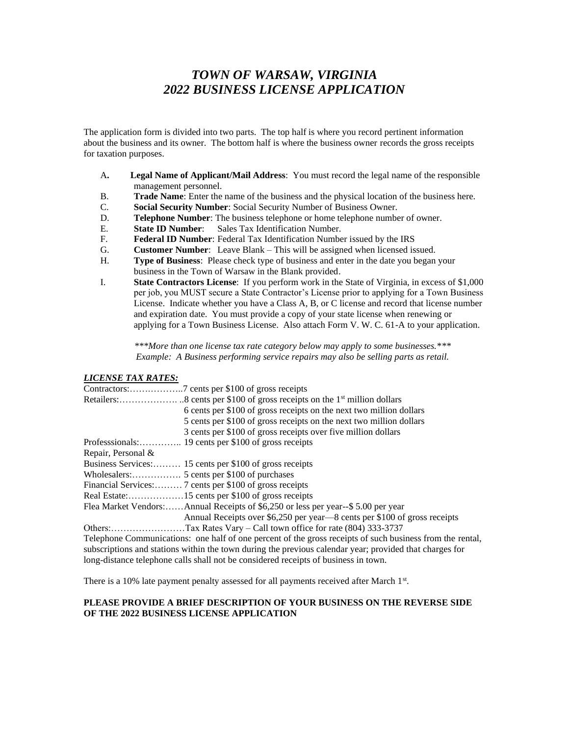# *TOWN OF WARSAW, VIRGINIA*
# *2022 BUSINESS LICENSE APPLICATION*

The application form is divided into two parts. The top half is where you record pertinent information about the business and its owner. The bottom half is where the business owner records the gross receipts for taxation purposes.

A. **Legal Name of Applicant/Mail Address**: You must record the legal name of the responsible management personnel.

B. **Trade Name**: Enter the name of the business and the physical location of the business here.

C. **Social Security Number**: Social Security Number of Business Owner.

D. **Telephone Number**: The business telephone or home telephone number of owner.

E. **State ID Number**: Sales Tax Identification Number.

F. **Federal ID Number**: Federal Tax Identification Number issued by the IRS

G. **Customer Number**: Leave Blank – This will be assigned when licensed issued.

H. **Type of Business**: Please check type of business and enter in the date you began your business in the Town of Warsaw in the Blank provided.

I. **State Contractors License**: If you perform work in the State of Virginia, in excess of $1,000 per job, you MUST secure a State Contractor's License prior to applying for a Town Business License. Indicate whether you have a Class A, B, or C license and record that license number and expiration date. You must provide a copy of your state license when renewing or applying for a Town Business License. Also attach Form V. W. C. 61-A to your application.

*\*\*\*More than one license tax rate category below may apply to some businesses.\*\*\**
*Example: A Business performing service repairs may also be selling parts as retail.*

***LICENSE TAX RATES:***

Contractors:……..………..7 cents per $100 of gross receipts

Retailers:………………. ..8 cents per $100 of gross receipts on the 1st million dollars
6 cents per $100 of gross receipts on the next two million dollars
5 cents per $100 of gross receipts on the next two million dollars
3 cents per $100 of gross receipts over five million dollars

Professsionals:………….. 19 cents per $100 of gross receipts

Repair, Personal &
Business Services:……… 15 cents per $100 of gross receipts

Wholesalers:……………. 5 cents per $100 of purchases

Financial Services:……… 7 cents per $100 of gross receipts

Real Estate:………………15 cents per $100 of gross receipts

Flea Market Vendors:……Annual Receipts of $6,250 or less per year--$ 5.00 per year
Annual Receipts over $6,250 per year—8 cents per $100 of gross receipts

Others:……………………Tax Rates Vary – Call town office for rate (804) 333-3737

Telephone Communications: one half of one percent of the gross receipts of such business from the rental, subscriptions and stations within the town during the previous calendar year; provided that charges for long-distance telephone calls shall not be considered receipts of business in town.

There is a 10% late payment penalty assessed for all payments received after March 1st.

**PLEASE PROVIDE A BRIEF DESCRIPTION OF YOUR BUSINESS ON THE REVERSE SIDE OF THE 2022 BUSINESS LICENSE APPLICATION**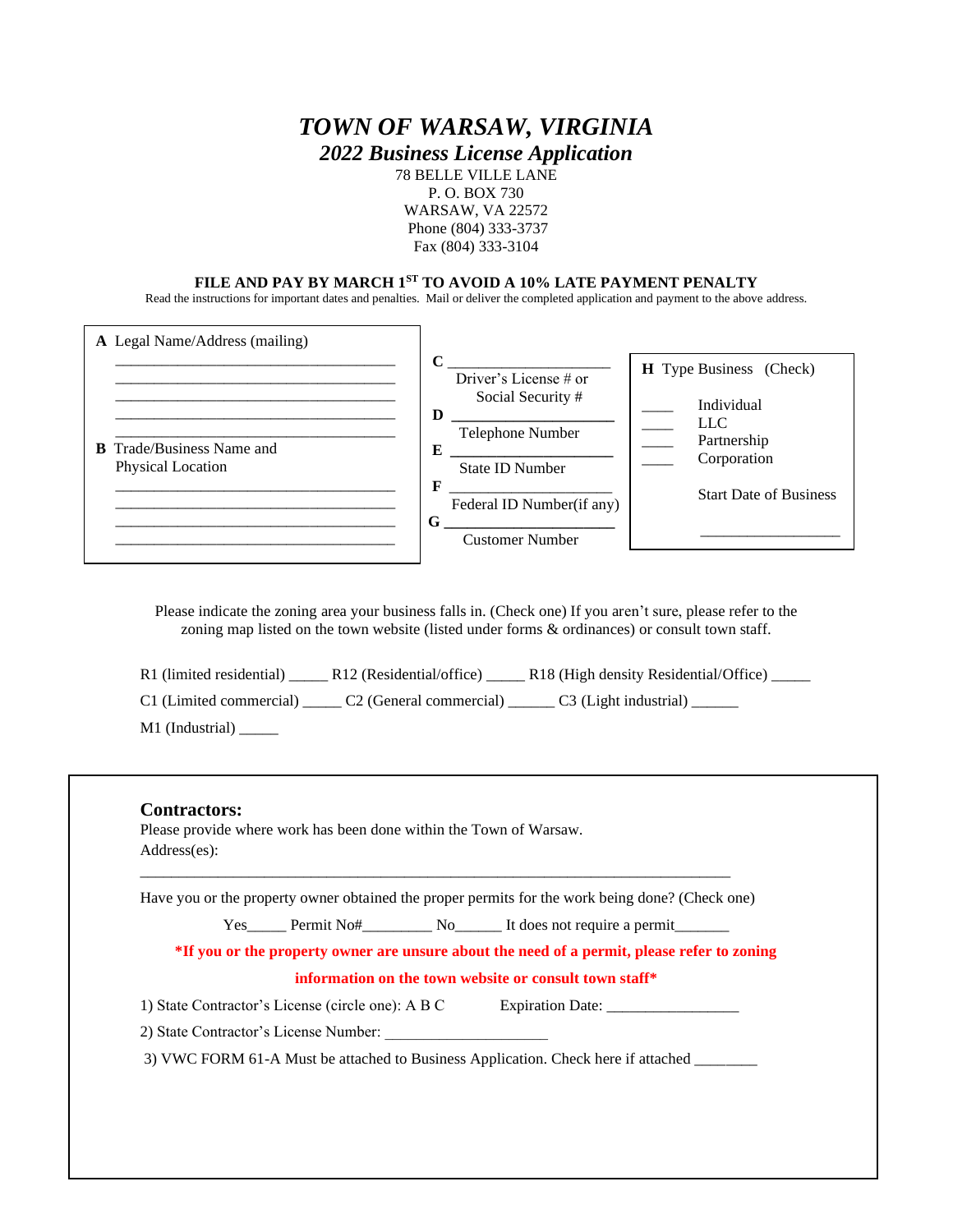# *TOWN OF WARSAW, VIRGINIA*

## *2022 Business License Application*

78 BELLE VILLE LANE
P. O. BOX 730
WARSAW, VA 22572
Phone (804) 333-3737
Fax (804) 333-3104

**FILE AND PAY BY MARCH 1ST TO AVOID A 10% LATE PAYMENT PENALTY**

Read the instructions for important dates and penalties. Mail or deliver the completed application and payment to the above address.

**A** Legal Name/Address (mailing)

____________________________________
____________________________________
____________________________________
____________________________________
____________________________________

**B** Trade/Business Name and Physical Location

____________________________________
____________________________________
____________________________________
____________________________________

**C** ____________________ Driver's License # or Social Security #

**D** ____________________ Telephone Number

**E** ____________________ State ID Number

**F** ____________________ Federal ID Number(if any)

**G** ____________________ Customer Number

**H** Type Business (Check)

____ Individual
____ LLC
____ Partnership
____ Corporation

Start Date of Business

_________________

Please indicate the zoning area your business falls in. (Check one) If you aren't sure, please refer to the zoning map listed on the town website (listed under forms & ordinances) or consult town staff.

R1 (limited residential) _____ R12 (Residential/office) _____ R18 (High density Residential/Office) _____

C1 (Limited commercial) _____ C2 (General commercial) ______ C3 (Light industrial) ______

M1 (Industrial) _____

### Contractors:

Please provide where work has been done within the Town of Warsaw.
Address(es):

______________________________________________________________________________

Have you or the property owner obtained the proper permits for the work being done? (Check one)

Yes_____ Permit No#_________ No______ It does not require a permit_______

**\*If you or the property owner are unsure about the need of a permit, please refer to zoning information on the town website or consult town staff\***

1) State Contractor's License (circle one): A B C Expiration Date: _________________

2) State Contractor's License Number: _____________________

3) VWC FORM 61-A Must be attached to Business Application. Check here if attached ________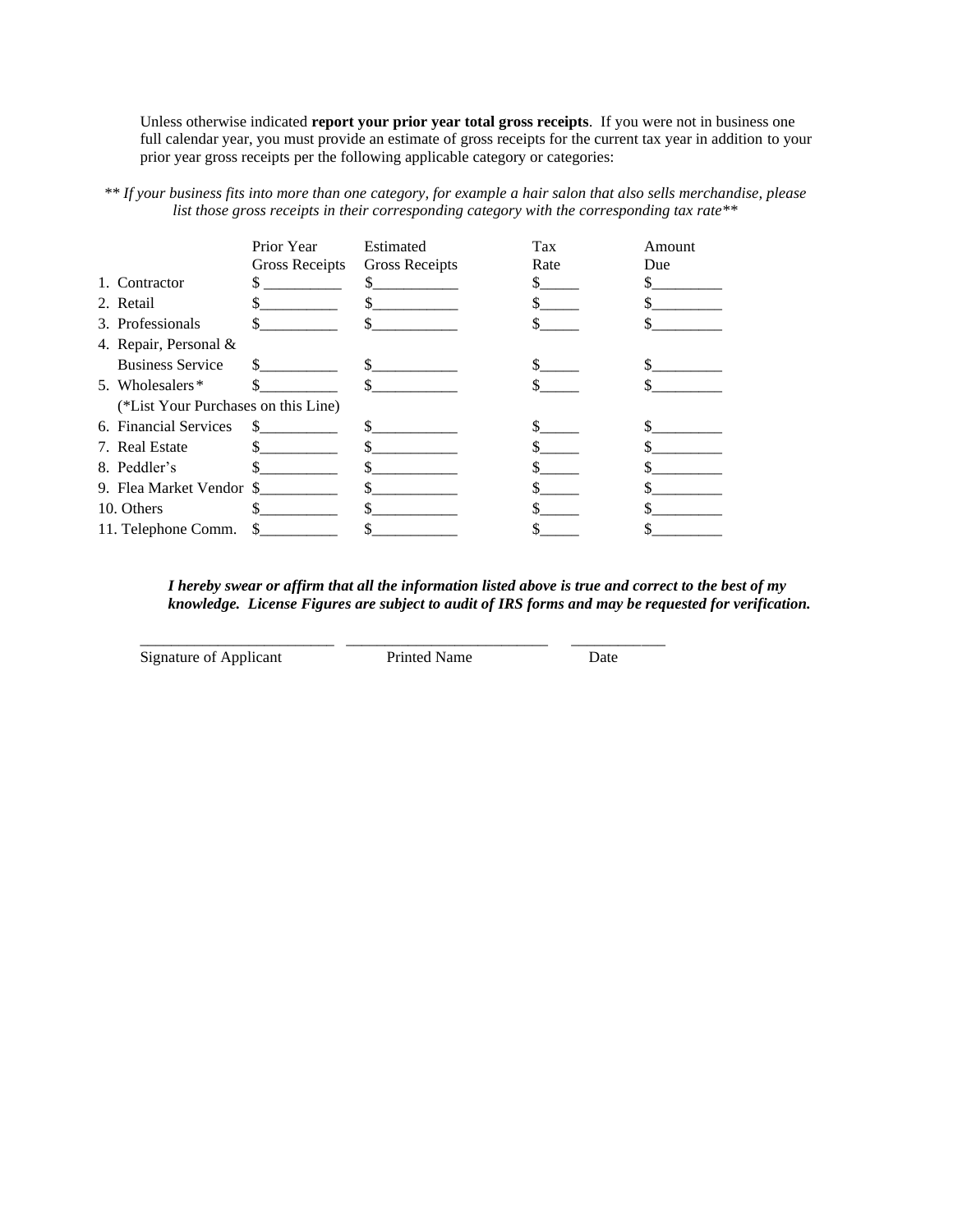Unless otherwise indicated **report your prior year total gross receipts**. If you were not in business one full calendar year, you must provide an estimate of gross receipts for the current tax year in addition to your prior year gross receipts per the following applicable category or categories:

*** If your business fits into more than one category, for example a hair salon that also sells merchandise, please list those gross receipts in their corresponding category with the corresponding tax rate***

| | Prior Year Gross Receipts | Estimated Gross Receipts | Tax Rate | Amount Due |
|---|---|---|---|---|
| 1. Contractor | $ __________ | $___________ | $_____ | $_________ |
| 2. Retail | $__________ | $___________ | $_____ | $_________ |
| 3. Professionals | $__________ | $___________ | $_____ | $_________ |
| 4. Repair, Personal & Business Service | $__________ | $___________ | $_____ | $_________ |
| 5. Wholesalers* (*List Your Purchases on this Line) | $__________ | $___________ | $_____ | $_________ |
| 6. Financial Services | $__________ | $___________ | $_____ | $_________ |
| 7. Real Estate | $__________ | $___________ | $_____ | $_________ |
| 8. Peddler's | $__________ | $___________ | $_____ | $_________ |
| 9. Flea Market Vendor | $__________ | $___________ | $_____ | $_________ |
| 10. Others | $__________ | $___________ | $_____ | $_________ |
| 11. Telephone Comm. | $__________ | $___________ | $_____ | $_________ |

***I hereby swear or affirm that all the information listed above is true and correct to the best of my knowledge. License Figures are subject to audit of IRS forms and may be requested for verification.***

_________________________ __________________________ ____________

Signature of Applicant Printed Name Date